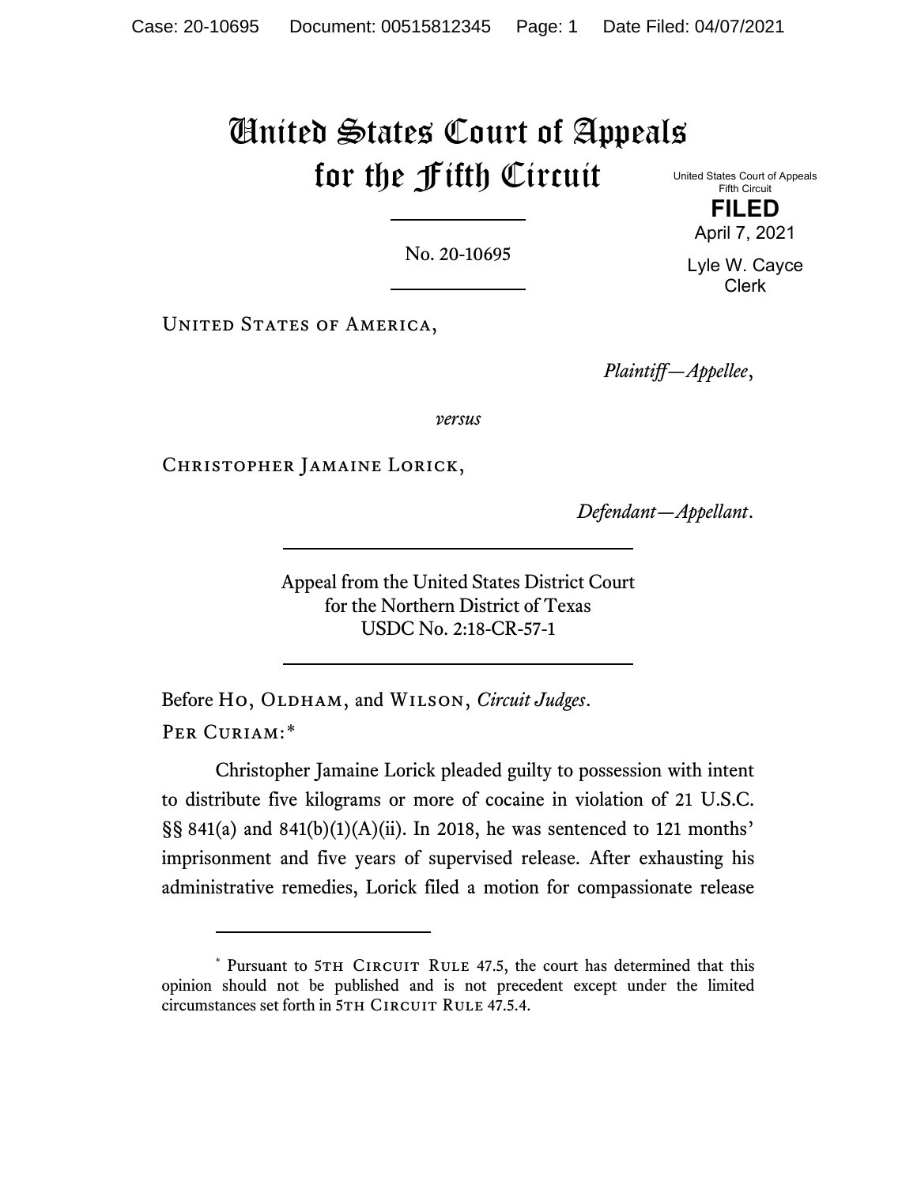# United States Court of Appeals for the Fifth Circuit

United States Court of Appeals
Fifth Circuit

**FILED**

April 7, 2021

Lyle W. Cayce
Clerk

No. 20-10695

United States of America,

*Plaintiff—Appellee*,

*versus*

Christopher Jamaine Lorick,

*Defendant—Appellant*.

Appeal from the United States District Court
for the Northern District of Texas
USDC No. 2:18-CR-57-1

Before Ho, Oldham, and Wilson, *Circuit Judges*.

Per Curiam:*

Christopher Jamaine Lorick pleaded guilty to possession with intent to distribute five kilograms or more of cocaine in violation of 21 U.S.C. §§ 841(a) and 841(b)(1)(A)(ii). In 2018, he was sentenced to 121 months' imprisonment and five years of supervised release. After exhausting his administrative remedies, Lorick filed a motion for compassionate release

---

* Pursuant to 5th Circuit Rule 47.5, the court has determined that this opinion should not be published and is not precedent except under the limited circumstances set forth in 5th Circuit Rule 47.5.4.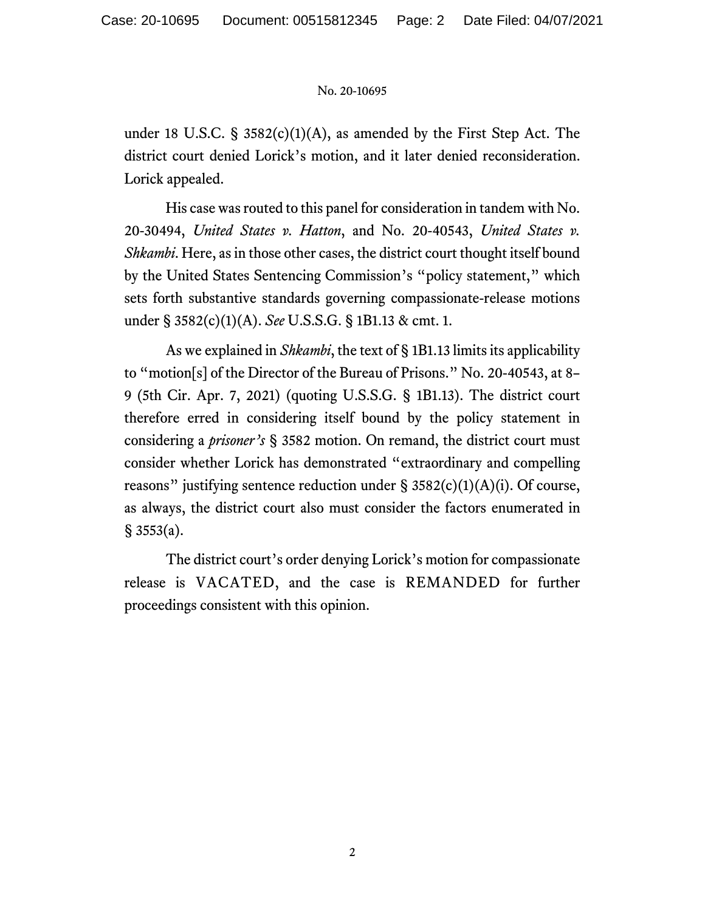under 18 U.S.C. § 3582(c)(1)(A), as amended by the First Step Act. The district court denied Lorick's motion, and it later denied reconsideration. Lorick appealed.

His case was routed to this panel for consideration in tandem with No. 20-30494, *United States v. Hatton*, and No. 20-40543, *United States v. Shkambi*. Here, as in those other cases, the district court thought itself bound by the United States Sentencing Commission's "policy statement," which sets forth substantive standards governing compassionate-release motions under § 3582(c)(1)(A). *See* U.S.S.G. § 1B1.13 & cmt. 1.

As we explained in *Shkambi*, the text of § 1B1.13 limits its applicability to "motion[s] of the Director of the Bureau of Prisons." No. 20-40543, at 8–9 (5th Cir. Apr. 7, 2021) (quoting U.S.S.G. § 1B1.13). The district court therefore erred in considering itself bound by the policy statement in considering a *prisoner's* § 3582 motion. On remand, the district court must consider whether Lorick has demonstrated "extraordinary and compelling reasons" justifying sentence reduction under § 3582(c)(1)(A)(i). Of course, as always, the district court also must consider the factors enumerated in § 3553(a).

The district court's order denying Lorick's motion for compassionate release is VACATED, and the case is REMANDED for further proceedings consistent with this opinion.